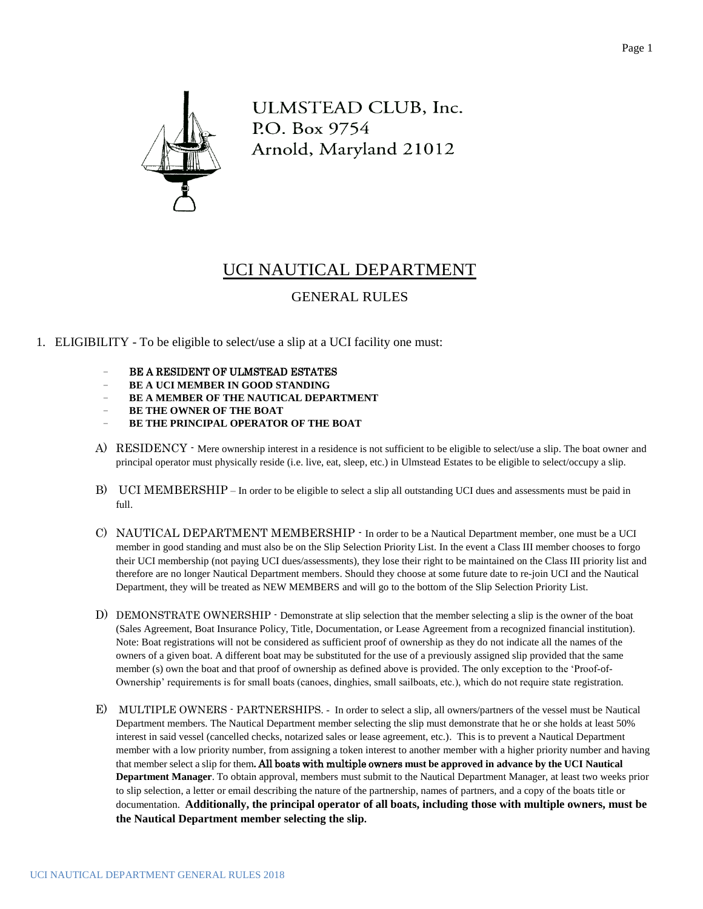ULMSTEAD CLUB, Inc.
P.O. Box 9754
Arnold, Maryland 21012

# UCI NAUTICAL DEPARTMENT

## GENERAL RULES

1. ELIGIBILITY - To be eligible to select/use a slip at a UCI facility one must:

   - **BE A RESIDENT OF ULMSTEAD ESTATES**
   - **BE A UCI MEMBER IN GOOD STANDING**
   - **BE A MEMBER OF THE NAUTICAL DEPARTMENT**
   - **BE THE OWNER OF THE BOAT**
   - **BE THE PRINCIPAL OPERATOR OF THE BOAT**

   A) RESIDENCY - Mere ownership interest in a residence is not sufficient to be eligible to select/use a slip. The boat owner and principal operator must physically reside (i.e. live, eat, sleep, etc.) in Ulmstead Estates to be eligible to select/occupy a slip.

   B) UCI MEMBERSHIP – In order to be eligible to select a slip all outstanding UCI dues and assessments must be paid in full.

   C) NAUTICAL DEPARTMENT MEMBERSHIP - In order to be a Nautical Department member, one must be a UCI member in good standing and must also be on the Slip Selection Priority List. In the event a Class III member chooses to forgo their UCI membership (not paying UCI dues/assessments), they lose their right to be maintained on the Class III priority list and therefore are no longer Nautical Department members. Should they choose at some future date to re-join UCI and the Nautical Department, they will be treated as NEW MEMBERS and will go to the bottom of the Slip Selection Priority List.

   D) DEMONSTRATE OWNERSHIP - Demonstrate at slip selection that the member selecting a slip is the owner of the boat (Sales Agreement, Boat Insurance Policy, Title, Documentation, or Lease Agreement from a recognized financial institution). Note: Boat registrations will not be considered as sufficient proof of ownership as they do not indicate all the names of the owners of a given boat. A different boat may be substituted for the use of a previously assigned slip provided that the same member (s) own the boat and that proof of ownership as defined above is provided. The only exception to the 'Proof-of-Ownership' requirements is for small boats (canoes, dinghies, small sailboats, etc.), which do not require state registration.

   E) MULTIPLE OWNERS - PARTNERSHIPS. - In order to select a slip, all owners/partners of the vessel must be Nautical Department members. The Nautical Department member selecting the slip must demonstrate that he or she holds at least 50% interest in said vessel (cancelled checks, notarized sales or lease agreement, etc.). This is to prevent a Nautical Department member with a low priority number, from assigning a token interest to another member with a higher priority number and having that member select a slip for them**. All boats with multiple owners must be approved in advance by the UCI Nautical Department Manager**. To obtain approval, members must submit to the Nautical Department Manager, at least two weeks prior to slip selection, a letter or email describing the nature of the partnership, names of partners, and a copy of the boats title or documentation. **Additionally, the principal operator of all boats, including those with multiple owners, must be the Nautical Department member selecting the slip.**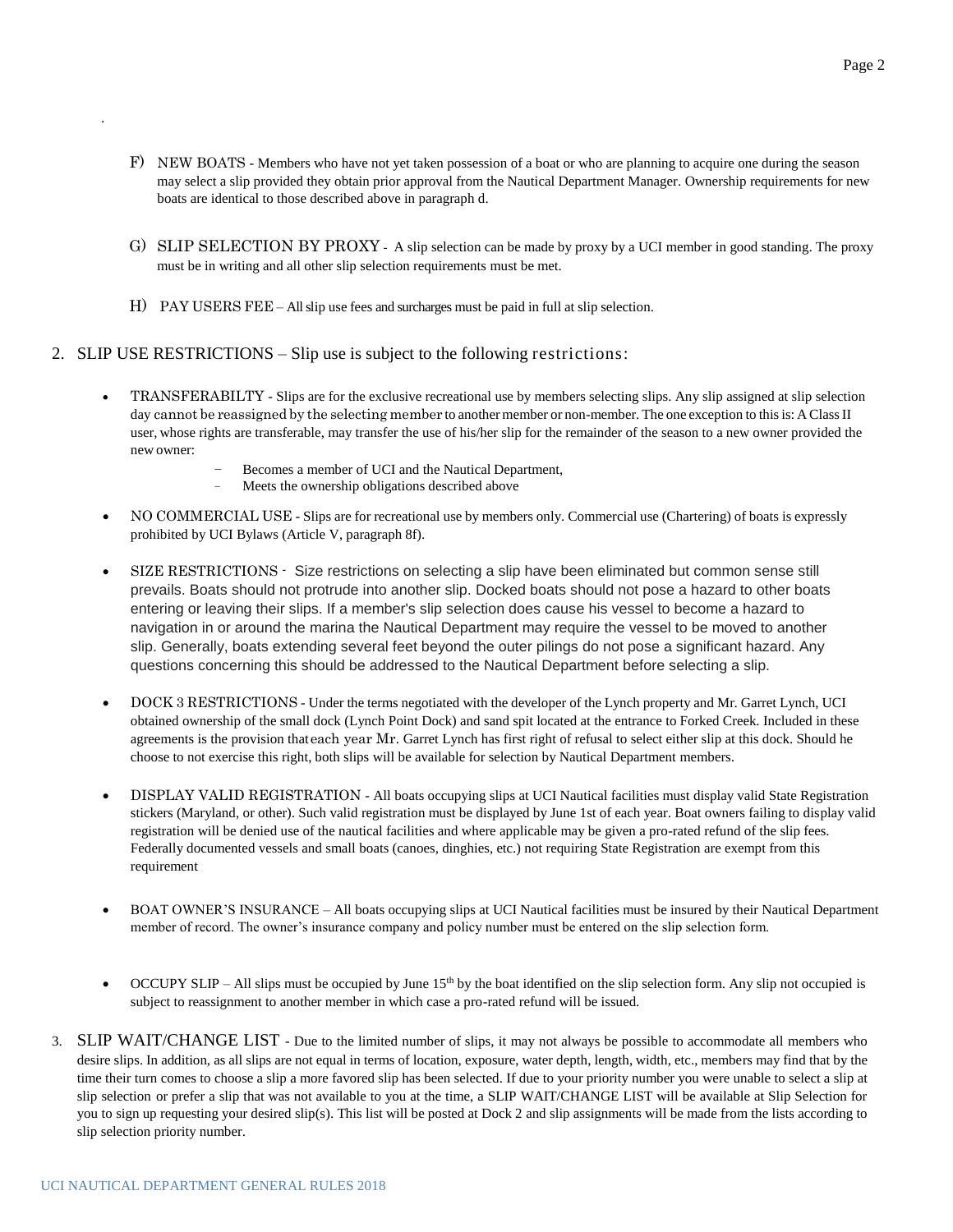F) NEW BOATS - Members who have not yet taken possession of a boat or who are planning to acquire one during the season may select a slip provided they obtain prior approval from the Nautical Department Manager. Ownership requirements for new boats are identical to those described above in paragraph d.

G) SLIP SELECTION BY PROXY - A slip selection can be made by proxy by a UCI member in good standing. The proxy must be in writing and all other slip selection requirements must be met.

H) PAY USERS FEE – All slip use fees and surcharges must be paid in full at slip selection.

2. SLIP USE RESTRICTIONS – Slip use is subject to the following restrictions:

- TRANSFERABILTY - Slips are for the exclusive recreational use by members selecting slips. Any slip assigned at slip selection day cannot be reassigned by the selecting member to another member or non-member. The one exception to this is: A Class II user, whose rights are transferable, may transfer the use of his/her slip for the remainder of the season to a new owner provided the new owner:
  - Becomes a member of UCI and the Nautical Department,
  - Meets the ownership obligations described above
- NO COMMERCIAL USE - Slips are for recreational use by members only. Commercial use (Chartering) of boats is expressly prohibited by UCI Bylaws (Article V, paragraph 8f).
- SIZE RESTRICTIONS - Size restrictions on selecting a slip have been eliminated but common sense still prevails. Boats should not protrude into another slip. Docked boats should not pose a hazard to other boats entering or leaving their slips. If a member's slip selection does cause his vessel to become a hazard to navigation in or around the marina the Nautical Department may require the vessel to be moved to another slip. Generally, boats extending several feet beyond the outer pilings do not pose a significant hazard. Any questions concerning this should be addressed to the Nautical Department before selecting a slip.
- DOCK 3 RESTRICTIONS - Under the terms negotiated with the developer of the Lynch property and Mr. Garret Lynch, UCI obtained ownership of the small dock (Lynch Point Dock) and sand spit located at the entrance to Forked Creek. Included in these agreements is the provision that each year Mr. Garret Lynch has first right of refusal to select either slip at this dock. Should he choose to not exercise this right, both slips will be available for selection by Nautical Department members.
- DISPLAY VALID REGISTRATION - All boats occupying slips at UCI Nautical facilities must display valid State Registration stickers (Maryland, or other). Such valid registration must be displayed by June 1st of each year. Boat owners failing to display valid registration will be denied use of the nautical facilities and where applicable may be given a pro-rated refund of the slip fees. Federally documented vessels and small boats (canoes, dinghies, etc.) not requiring State Registration are exempt from this requirement
- BOAT OWNER'S INSURANCE – All boats occupying slips at UCI Nautical facilities must be insured by their Nautical Department member of record. The owner's insurance company and policy number must be entered on the slip selection form.
- OCCUPY SLIP – All slips must be occupied by June 15th by the boat identified on the slip selection form. Any slip not occupied is subject to reassignment to another member in which case a pro-rated refund will be issued.

3. SLIP WAIT/CHANGE LIST - Due to the limited number of slips, it may not always be possible to accommodate all members who desire slips. In addition, as all slips are not equal in terms of location, exposure, water depth, length, width, etc., members may find that by the time their turn comes to choose a slip a more favored slip has been selected. If due to your priority number you were unable to select a slip at slip selection or prefer a slip that was not available to you at the time, a SLIP WAIT/CHANGE LIST will be available at Slip Selection for you to sign up requesting your desired slip(s). This list will be posted at Dock 2 and slip assignments will be made from the lists according to slip selection priority number.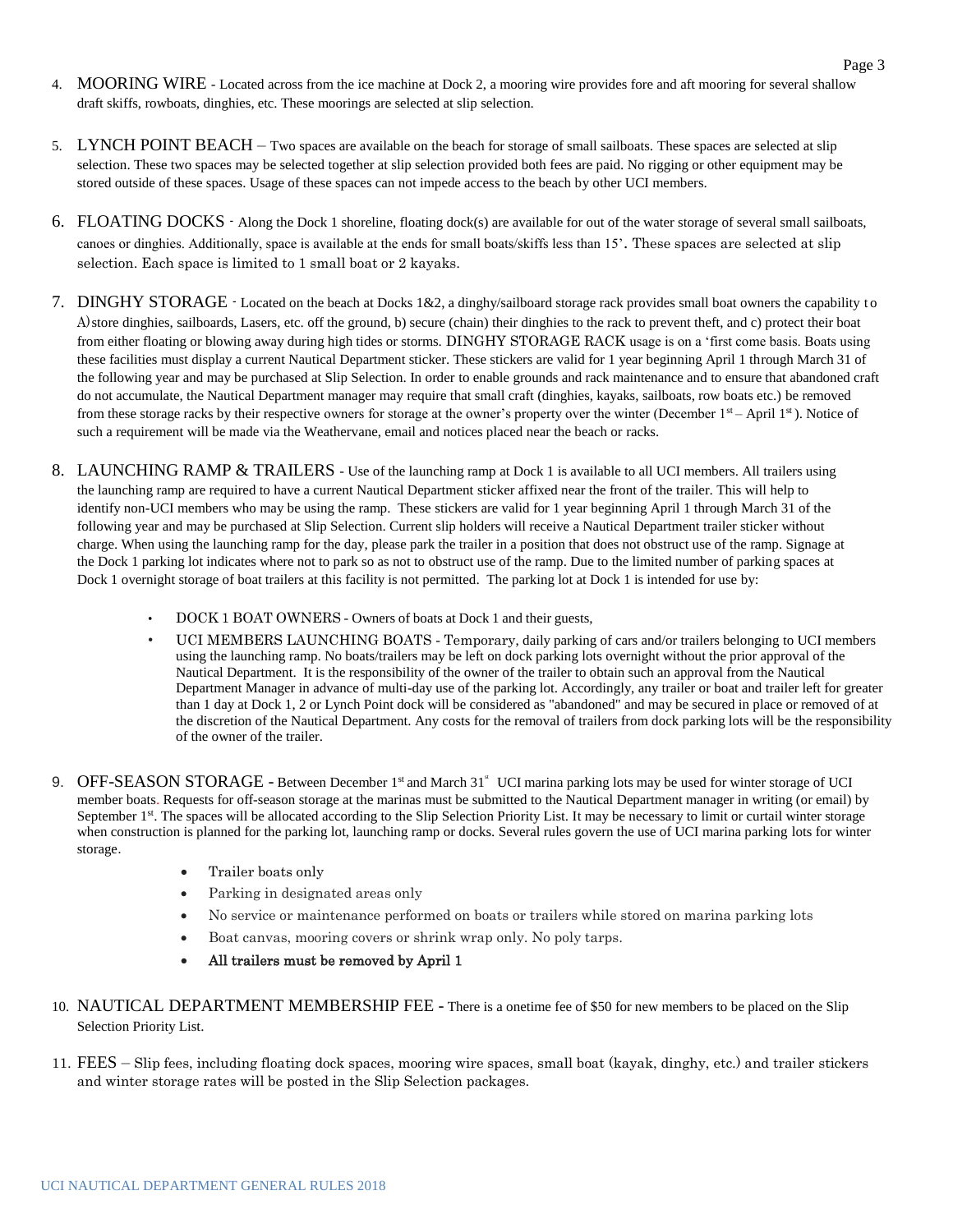4. MOORING WIRE - Located across from the ice machine at Dock 2, a mooring wire provides fore and aft mooring for several shallow draft skiffs, rowboats, dinghies, etc. These moorings are selected at slip selection.

5. LYNCH POINT BEACH – Two spaces are available on the beach for storage of small sailboats. These spaces are selected at slip selection. These two spaces may be selected together at slip selection provided both fees are paid. No rigging or other equipment may be stored outside of these spaces. Usage of these spaces can not impede access to the beach by other UCI members.

6. FLOATING DOCKS - Along the Dock 1 shoreline, floating dock(s) are available for out of the water storage of several small sailboats, canoes or dinghies. Additionally, space is available at the ends for small boats/skiffs less than 15'. These spaces are selected at slip selection. Each space is limited to 1 small boat or 2 kayaks.

7. DINGHY STORAGE - Located on the beach at Docks 1&2, a dinghy/sailboard storage rack provides small boat owners the capability to A) store dinghies, sailboards, Lasers, etc. off the ground, b) secure (chain) their dinghies to the rack to prevent theft, and c) protect their boat from either floating or blowing away during high tides or storms. DINGHY STORAGE RACK usage is on a 'first come basis. Boats using these facilities must display a current Nautical Department sticker. These stickers are valid for 1 year beginning April 1 through March 31 of the following year and may be purchased at Slip Selection. In order to enable grounds and rack maintenance and to ensure that abandoned craft do not accumulate, the Nautical Department manager may require that small craft (dinghies, kayaks, sailboats, row boats etc.) be removed from these storage racks by their respective owners for storage at the owner's property over the winter (December 1st – April 1st). Notice of such a requirement will be made via the Weathervane, email and notices placed near the beach or racks.

8. LAUNCHING RAMP & TRAILERS - Use of the launching ramp at Dock 1 is available to all UCI members. All trailers using the launching ramp are required to have a current Nautical Department sticker affixed near the front of the trailer. This will help to identify non-UCI members who may be using the ramp. These stickers are valid for 1 year beginning April 1 through March 31 of the following year and may be purchased at Slip Selection. Current slip holders will receive a Nautical Department trailer sticker without charge. When using the launching ramp for the day, please park the trailer in a position that does not obstruct use of the ramp. Signage at the Dock 1 parking lot indicates where not to park so as not to obstruct use of the ramp. Due to the limited number of parking spaces at Dock 1 overnight storage of boat trailers at this facility is not permitted. The parking lot at Dock 1 is intended for use by:

   - DOCK 1 BOAT OWNERS - Owners of boats at Dock 1 and their guests,
   - UCI MEMBERS LAUNCHING BOATS - Temporary, daily parking of cars and/or trailers belonging to UCI members using the launching ramp. No boats/trailers may be left on dock parking lots overnight without the prior approval of the Nautical Department. It is the responsibility of the owner of the trailer to obtain such an approval from the Nautical Department Manager in advance of multi-day use of the parking lot. Accordingly, any trailer or boat and trailer left for greater than 1 day at Dock 1, 2 or Lynch Point dock will be considered as "abandoned" and may be secured in place or removed of at the discretion of the Nautical Department. Any costs for the removal of trailers from dock parking lots will be the responsibility of the owner of the trailer.

9. OFF-SEASON STORAGE - Between December 1st and March 31st UCI marina parking lots may be used for winter storage of UCI member boats. Requests for off-season storage at the marinas must be submitted to the Nautical Department manager in writing (or email) by September 1st. The spaces will be allocated according to the Slip Selection Priority List. It may be necessary to limit or curtail winter storage when construction is planned for the parking lot, launching ramp or docks. Several rules govern the use of UCI marina parking lots for winter storage.

   - Trailer boats only
   - Parking in designated areas only
   - No service or maintenance performed on boats or trailers while stored on marina parking lots
   - Boat canvas, mooring covers or shrink wrap only. No poly tarps.
   - **All trailers must be removed by April 1**

10. NAUTICAL DEPARTMENT MEMBERSHIP FEE - There is a onetime fee of $50 for new members to be placed on the Slip Selection Priority List.

11. FEES – Slip fees, including floating dock spaces, mooring wire spaces, small boat (kayak, dinghy, etc.) and trailer stickers and winter storage rates will be posted in the Slip Selection packages.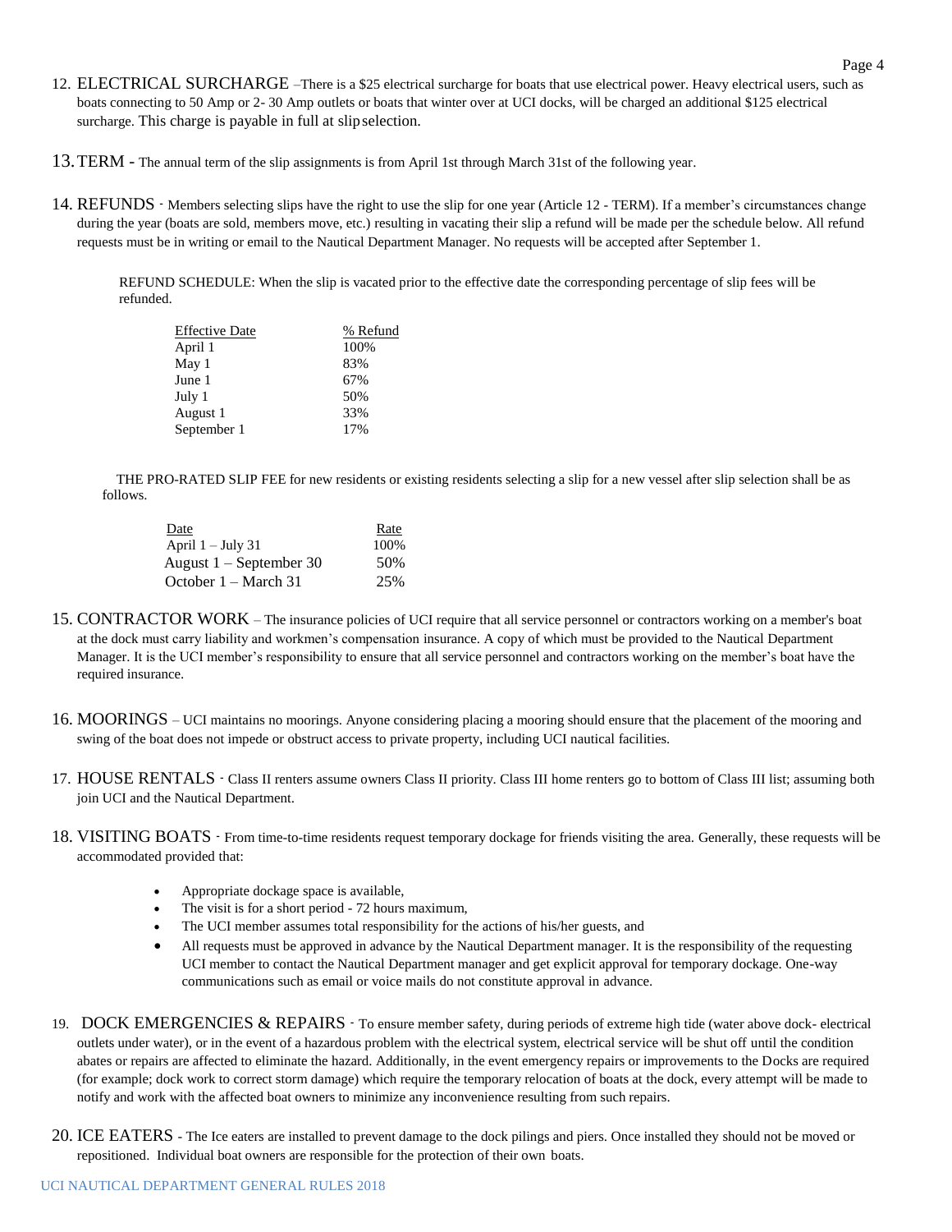12. ELECTRICAL SURCHARGE –There is a $25 electrical surcharge for boats that use electrical power. Heavy electrical users, such as boats connecting to 50 Amp or 2- 30 Amp outlets or boats that winter over at UCI docks, will be charged an additional $125 electrical surcharge. This charge is payable in full at slip selection.

13. TERM - The annual term of the slip assignments is from April 1st through March 31st of the following year.

14. REFUNDS - Members selecting slips have the right to use the slip for one year (Article 12 - TERM). If a member's circumstances change during the year (boats are sold, members move, etc.) resulting in vacating their slip a refund will be made per the schedule below. All refund requests must be in writing or email to the Nautical Department Manager. No requests will be accepted after September 1.

   REFUND SCHEDULE: When the slip is vacated prior to the effective date the corresponding percentage of slip fees will be refunded.

| Effective Date | % Refund |
|---|---|
| April 1 | 100% |
| May 1 | 83% |
| June 1 | 67% |
| July 1 | 50% |
| August 1 | 33% |
| September 1 | 17% |

   THE PRO-RATED SLIP FEE for new residents or existing residents selecting a slip for a new vessel after slip selection shall be as follows.

| Date | Rate |
|---|---|
| April 1 – July 31 | 100% |
| August 1 – September 30 | 50% |
| October 1 – March 31 | 25% |

15. CONTRACTOR WORK – The insurance policies of UCI require that all service personnel or contractors working on a member's boat at the dock must carry liability and workmen's compensation insurance. A copy of which must be provided to the Nautical Department Manager. It is the UCI member's responsibility to ensure that all service personnel and contractors working on the member's boat have the required insurance.

16. MOORINGS – UCI maintains no moorings. Anyone considering placing a mooring should ensure that the placement of the mooring and swing of the boat does not impede or obstruct access to private property, including UCI nautical facilities.

17. HOUSE RENTALS - Class II renters assume owners Class II priority. Class III home renters go to bottom of Class III list; assuming both join UCI and the Nautical Department.

18. VISITING BOATS - From time-to-time residents request temporary dockage for friends visiting the area. Generally, these requests will be accommodated provided that:

   - Appropriate dockage space is available,
   - The visit is for a short period - 72 hours maximum,
   - The UCI member assumes total responsibility for the actions of his/her guests, and
   - All requests must be approved in advance by the Nautical Department manager. It is the responsibility of the requesting UCI member to contact the Nautical Department manager and get explicit approval for temporary dockage. One-way communications such as email or voice mails do not constitute approval in advance.

19. DOCK EMERGENCIES & REPAIRS - To ensure member safety, during periods of extreme high tide (water above dock- electrical outlets under water), or in the event of a hazardous problem with the electrical system, electrical service will be shut off until the condition abates or repairs are affected to eliminate the hazard. Additionally, in the event emergency repairs or improvements to the Docks are required (for example; dock work to correct storm damage) which require the temporary relocation of boats at the dock, every attempt will be made to notify and work with the affected boat owners to minimize any inconvenience resulting from such repairs.

20. ICE EATERS - The Ice eaters are installed to prevent damage to the dock pilings and piers. Once installed they should not be moved or repositioned. Individual boat owners are responsible for the protection of their own boats.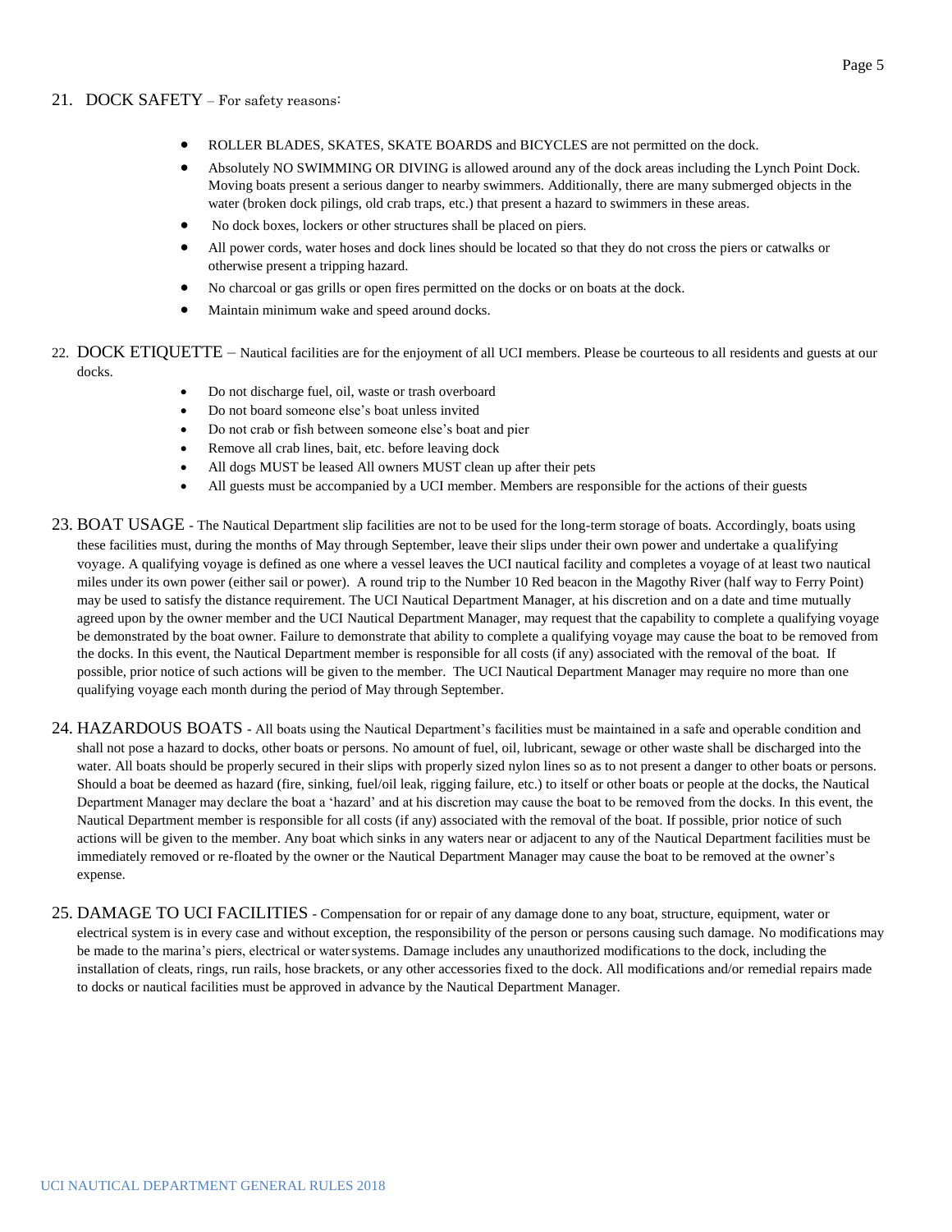21. DOCK SAFETY – For safety reasons:

- ROLLER BLADES, SKATES, SKATE BOARDS and BICYCLES are not permitted on the dock.
- Absolutely NO SWIMMING OR DIVING is allowed around any of the dock areas including the Lynch Point Dock. Moving boats present a serious danger to nearby swimmers. Additionally, there are many submerged objects in the water (broken dock pilings, old crab traps, etc.) that present a hazard to swimmers in these areas.
- No dock boxes, lockers or other structures shall be placed on piers.
- All power cords, water hoses and dock lines should be located so that they do not cross the piers or catwalks or otherwise present a tripping hazard.
- No charcoal or gas grills or open fires permitted on the docks or on boats at the dock.
- Maintain minimum wake and speed around docks.

22. DOCK ETIQUETTE – Nautical facilities are for the enjoyment of all UCI members. Please be courteous to all residents and guests at our docks.

- Do not discharge fuel, oil, waste or trash overboard
- Do not board someone else's boat unless invited
- Do not crab or fish between someone else's boat and pier
- Remove all crab lines, bait, etc. before leaving dock
- All dogs MUST be leased All owners MUST clean up after their pets
- All guests must be accompanied by a UCI member. Members are responsible for the actions of their guests

23. BOAT USAGE - The Nautical Department slip facilities are not to be used for the long-term storage of boats. Accordingly, boats using these facilities must, during the months of May through September, leave their slips under their own power and undertake a qualifying voyage. A qualifying voyage is defined as one where a vessel leaves the UCI nautical facility and completes a voyage of at least two nautical miles under its own power (either sail or power). A round trip to the Number 10 Red beacon in the Magothy River (half way to Ferry Point) may be used to satisfy the distance requirement. The UCI Nautical Department Manager, at his discretion and on a date and time mutually agreed upon by the owner member and the UCI Nautical Department Manager, may request that the capability to complete a qualifying voyage be demonstrated by the boat owner. Failure to demonstrate that ability to complete a qualifying voyage may cause the boat to be removed from the docks. In this event, the Nautical Department member is responsible for all costs (if any) associated with the removal of the boat. If possible, prior notice of such actions will be given to the member. The UCI Nautical Department Manager may require no more than one qualifying voyage each month during the period of May through September.

24. HAZARDOUS BOATS - All boats using the Nautical Department's facilities must be maintained in a safe and operable condition and shall not pose a hazard to docks, other boats or persons. No amount of fuel, oil, lubricant, sewage or other waste shall be discharged into the water. All boats should be properly secured in their slips with properly sized nylon lines so as to not present a danger to other boats or persons. Should a boat be deemed as hazard (fire, sinking, fuel/oil leak, rigging failure, etc.) to itself or other boats or people at the docks, the Nautical Department Manager may declare the boat a 'hazard' and at his discretion may cause the boat to be removed from the docks. In this event, the Nautical Department member is responsible for all costs (if any) associated with the removal of the boat. If possible, prior notice of such actions will be given to the member. Any boat which sinks in any waters near or adjacent to any of the Nautical Department facilities must be immediately removed or re-floated by the owner or the Nautical Department Manager may cause the boat to be removed at the owner's expense.

25. DAMAGE TO UCI FACILITIES - Compensation for or repair of any damage done to any boat, structure, equipment, water or electrical system is in every case and without exception, the responsibility of the person or persons causing such damage. No modifications may be made to the marina's piers, electrical or water systems. Damage includes any unauthorized modifications to the dock, including the installation of cleats, rings, run rails, hose brackets, or any other accessories fixed to the dock. All modifications and/or remedial repairs made to docks or nautical facilities must be approved in advance by the Nautical Department Manager.